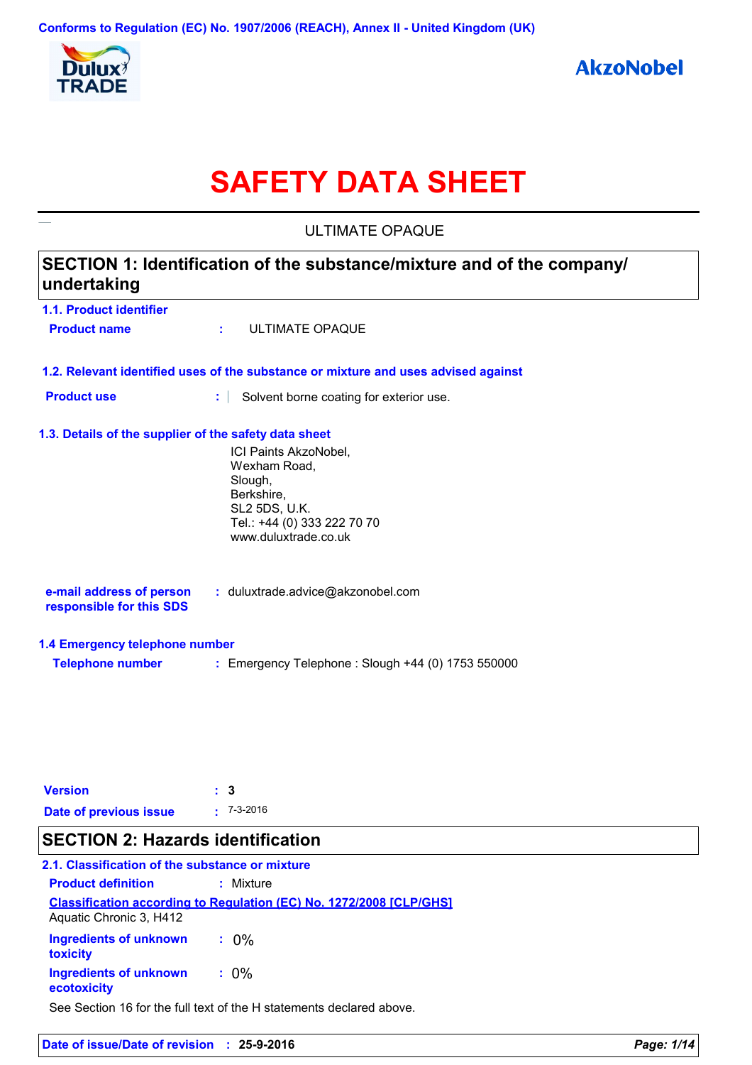Conforms to Regulation (EC) No. 1907/2006 (REACH), Annex II - United Kingdom (UK)

Dulux TRADE

AkzoNobel

# SAFETY DATA SHEET

ULTIMATE OPAQUE

## SECTION 1: Identification of the substance/mixture and of the company/ undertaking

### 1.1. Product identifier

**Product name** : ULTIMATE OPAQUE

### 1.2. Relevant identified uses of the substance or mixture and uses advised against

**Product use** : Solvent borne coating for exterior use.

### 1.3. Details of the supplier of the safety data sheet

ICI Paints AkzoNobel,
Wexham Road,
Slough,
Berkshire,
SL2 5DS, U.K.
Tel.: +44 (0) 333 222 70 70
www.duluxtrade.co.uk

**e-mail address of person responsible for this SDS** : duluxtrade.advice@akzonobel.com

### 1.4 Emergency telephone number

**Telephone number** : Emergency Telephone : Slough +44 (0) 1753 550000

**Version** : 3

**Date of previous issue** : 7-3-2016

## SECTION 2: Hazards identification

### 2.1. Classification of the substance or mixture

**Product definition** : Mixture

**Classification according to Regulation (EC) No. 1272/2008 [CLP/GHS]**
Aquatic Chronic 3, H412

**Ingredients of unknown toxicity** : 0%

**Ingredients of unknown ecotoxicity** : 0%

See Section 16 for the full text of the H statements declared above.

**Date of issue/Date of revision** : 25-9-2016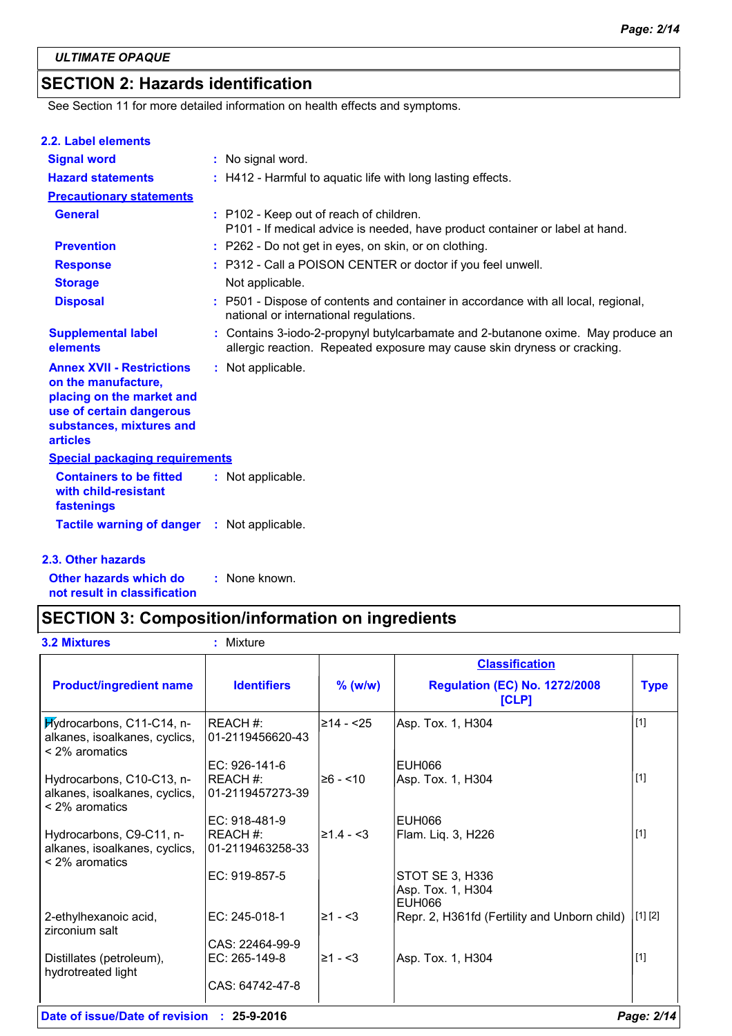ULTIMATE OPAQUE

## SECTION 2: Hazards identification

See Section 11 for more detailed information on health effects and symptoms.

### 2.2. Label elements

**Signal word** : No signal word.

**Hazard statements** : H412 - Harmful to aquatic life with long lasting effects.

**Precautionary statements**

**General** : P102 - Keep out of reach of children.
P101 - If medical advice is needed, have product container or label at hand.

**Prevention** : P262 - Do not get in eyes, on skin, or on clothing.

**Response** : P312 - Call a POISON CENTER or doctor if you feel unwell.

**Storage** Not applicable.

**Disposal** : P501 - Dispose of contents and container in accordance with all local, regional, national or international regulations.

**Supplemental label elements** : Contains 3-iodo-2-propynyl butylcarbamate and 2-butanone oxime. May produce an allergic reaction. Repeated exposure may cause skin dryness or cracking.

**Annex XVII - Restrictions on the manufacture, placing on the market and use of certain dangerous substances, mixtures and articles** : Not applicable.

**Special packaging requirements**

**Containers to be fitted with child-resistant fastenings** : Not applicable.

**Tactile warning of danger** : Not applicable.

### 2.3. Other hazards

**Other hazards which do not result in classification** : None known.

## SECTION 3: Composition/information on ingredients

**3.2 Mixtures** : Mixture

| Product/ingredient name | Identifiers | % (w/w) | Classification Regulation (EC) No. 1272/2008 [CLP] | Type |
|---|---|---|---|---|
| Hydrocarbons, C11-C14, n-alkanes, isoalkanes, cyclics, < 2% aromatics | REACH #: 01-2119456620-43 EC: 926-141-6 | ≥14 - <25 | Asp. Tox. 1, H304 EUH066 | [1] |
| Hydrocarbons, C10-C13, n-alkanes, isoalkanes, cyclics, < 2% aromatics | REACH #: 01-2119457273-39 EC: 918-481-9 | ≥6 - <10 | Asp. Tox. 1, H304 EUH066 | [1] |
| Hydrocarbons, C9-C11, n-alkanes, isoalkanes, cyclics, < 2% aromatics | REACH #: 01-2119463258-33 EC: 919-857-5 | ≥1.4 - <3 | Flam. Liq. 3, H226 STOT SE 3, H336 Asp. Tox. 1, H304 EUH066 | [1] |
| 2-ethylhexanoic acid, zirconium salt | EC: 245-018-1 CAS: 22464-99-9 | ≥1 - <3 | Repr. 2, H361fd (Fertility and Unborn child) | [1] [2] |
| Distillates (petroleum), hydrotreated light | EC: 265-149-8 CAS: 64742-47-8 | ≥1 - <3 | Asp. Tox. 1, H304 | [1] |

Date of issue/Date of revision : 25-9-2016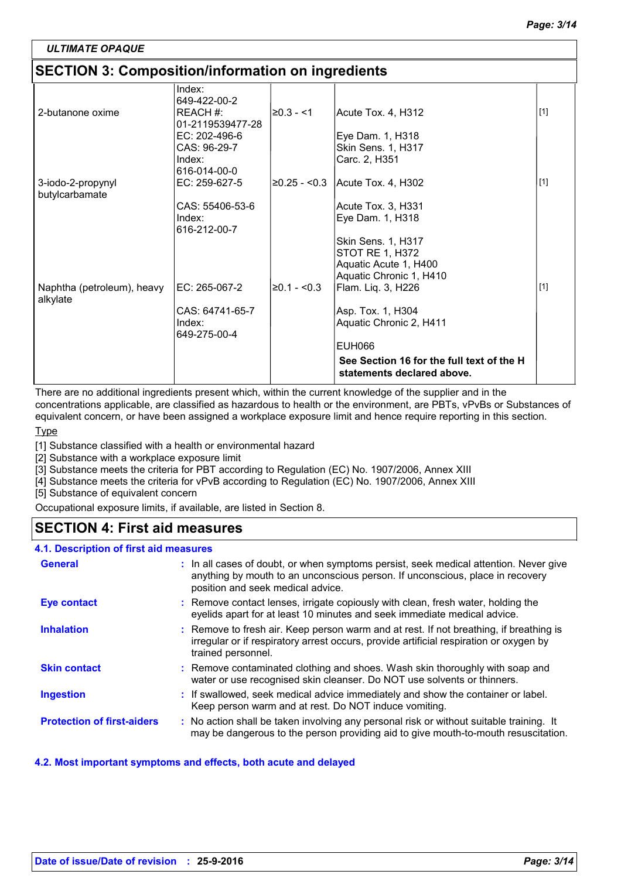## SECTION 3: Composition/information on ingredients

| | | | | |
|---|---|---|---|---|
| | Index: 649-422-00-2 | | | |
| 2-butanone oxime | REACH #: 01-2119539477-28<br>EC: 202-496-6<br>CAS: 96-29-7<br>Index: 616-014-00-0 | ≥0.3 - <1 | Acute Tox. 4, H312<br>Eye Dam. 1, H318<br>Skin Sens. 1, H317<br>Carc. 2, H351 | [1] |
| 3-iodo-2-propynyl butylcarbamate | EC: 259-627-5<br>CAS: 55406-53-6<br>Index: 616-212-00-7 | ≥0.25 - <0.3 | Acute Tox. 4, H302<br>Acute Tox. 3, H331<br>Eye Dam. 1, H318<br>Skin Sens. 1, H317<br>STOT RE 1, H372<br>Aquatic Acute 1, H400<br>Aquatic Chronic 1, H410 | [1] |
| Naphtha (petroleum), heavy alkylate | EC: 265-067-2<br>CAS: 64741-65-7<br>Index: 649-275-00-4 | ≥0.1 - <0.3 | Flam. Liq. 3, H226<br>Asp. Tox. 1, H304<br>Aquatic Chronic 2, H411<br>EUH066 | [1] |
| | | | **See Section 16 for the full text of the H statements declared above.** | |

There are no additional ingredients present which, within the current knowledge of the supplier and in the concentrations applicable, are classified as hazardous to health or the environment, are PBTs, vPvBs or Substances of equivalent concern, or have been assigned a workplace exposure limit and hence require reporting in this section.

Type

[1] Substance classified with a health or environmental hazard
[2] Substance with a workplace exposure limit
[3] Substance meets the criteria for PBT according to Regulation (EC) No. 1907/2006, Annex XIII
[4] Substance meets the criteria for vPvB according to Regulation (EC) No. 1907/2006, Annex XIII
[5] Substance of equivalent concern

Occupational exposure limits, if available, are listed in Section 8.

## SECTION 4: First aid measures

### 4.1. Description of first aid measures

**General** : In all cases of doubt, or when symptoms persist, seek medical attention. Never give anything by mouth to an unconscious person. If unconscious, place in recovery position and seek medical advice.

**Eye contact** : Remove contact lenses, irrigate copiously with clean, fresh water, holding the eyelids apart for at least 10 minutes and seek immediate medical advice.

**Inhalation** : Remove to fresh air. Keep person warm and at rest. If not breathing, if breathing is irregular or if respiratory arrest occurs, provide artificial respiration or oxygen by trained personnel.

**Skin contact** : Remove contaminated clothing and shoes. Wash skin thoroughly with soap and water or use recognised skin cleanser. Do NOT use solvents or thinners.

**Ingestion** : If swallowed, seek medical advice immediately and show the container or label. Keep person warm and at rest. Do NOT induce vomiting.

**Protection of first-aiders** : No action shall be taken involving any personal risk or without suitable training. It may be dangerous to the person providing aid to give mouth-to-mouth resuscitation.

### 4.2. Most important symptoms and effects, both acute and delayed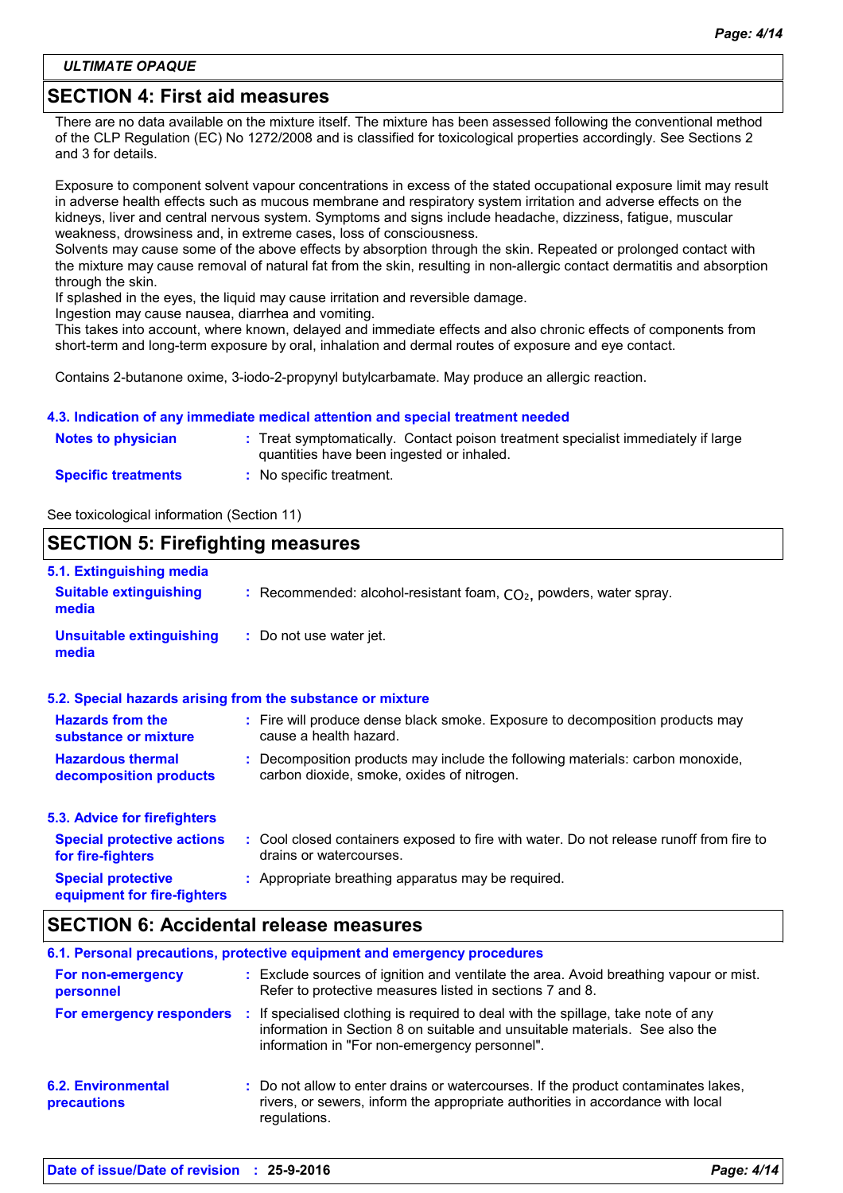## SECTION 4: First aid measures

There are no data available on the mixture itself. The mixture has been assessed following the conventional method of the CLP Regulation (EC) No 1272/2008 and is classified for toxicological properties accordingly. See Sections 2 and 3 for details.

Exposure to component solvent vapour concentrations in excess of the stated occupational exposure limit may result in adverse health effects such as mucous membrane and respiratory system irritation and adverse effects on the kidneys, liver and central nervous system. Symptoms and signs include headache, dizziness, fatigue, muscular weakness, drowsiness and, in extreme cases, loss of consciousness.
Solvents may cause some of the above effects by absorption through the skin. Repeated or prolonged contact with the mixture may cause removal of natural fat from the skin, resulting in non-allergic contact dermatitis and absorption through the skin.
If splashed in the eyes, the liquid may cause irritation and reversible damage.
Ingestion may cause nausea, diarrhea and vomiting.
This takes into account, where known, delayed and immediate effects and also chronic effects of components from short-term and long-term exposure by oral, inhalation and dermal routes of exposure and eye contact.

Contains 2-butanone oxime, 3-iodo-2-propynyl butylcarbamate. May produce an allergic reaction.

### 4.3. Indication of any immediate medical attention and special treatment needed

**Notes to physician** : Treat symptomatically. Contact poison treatment specialist immediately if large quantities have been ingested or inhaled.

**Specific treatments** : No specific treatment.

See toxicological information (Section 11)

## SECTION 5: Firefighting measures

### 5.1. Extinguishing media

**Suitable extinguishing media** : Recommended: alcohol-resistant foam, $CO_2$, powders, water spray.

**Unsuitable extinguishing media** : Do not use water jet.

### 5.2. Special hazards arising from the substance or mixture

**Hazards from the substance or mixture** : Fire will produce dense black smoke. Exposure to decomposition products may cause a health hazard.

**Hazardous thermal decomposition products** : Decomposition products may include the following materials: carbon monoxide, carbon dioxide, smoke, oxides of nitrogen.

### 5.3. Advice for firefighters

**Special protective actions for fire-fighters** : Cool closed containers exposed to fire with water. Do not release runoff from fire to drains or watercourses.

**Special protective equipment for fire-fighters** : Appropriate breathing apparatus may be required.

## SECTION 6: Accidental release measures

### 6.1. Personal precautions, protective equipment and emergency procedures

**For non-emergency personnel** : Exclude sources of ignition and ventilate the area. Avoid breathing vapour or mist. Refer to protective measures listed in sections 7 and 8.

**For emergency responders** : If specialised clothing is required to deal with the spillage, take note of any information in Section 8 on suitable and unsuitable materials. See also the information in "For non-emergency personnel".

### 6.2. Environmental precautions

: Do not allow to enter drains or watercourses. If the product contaminates lakes, rivers, or sewers, inform the appropriate authorities in accordance with local regulations.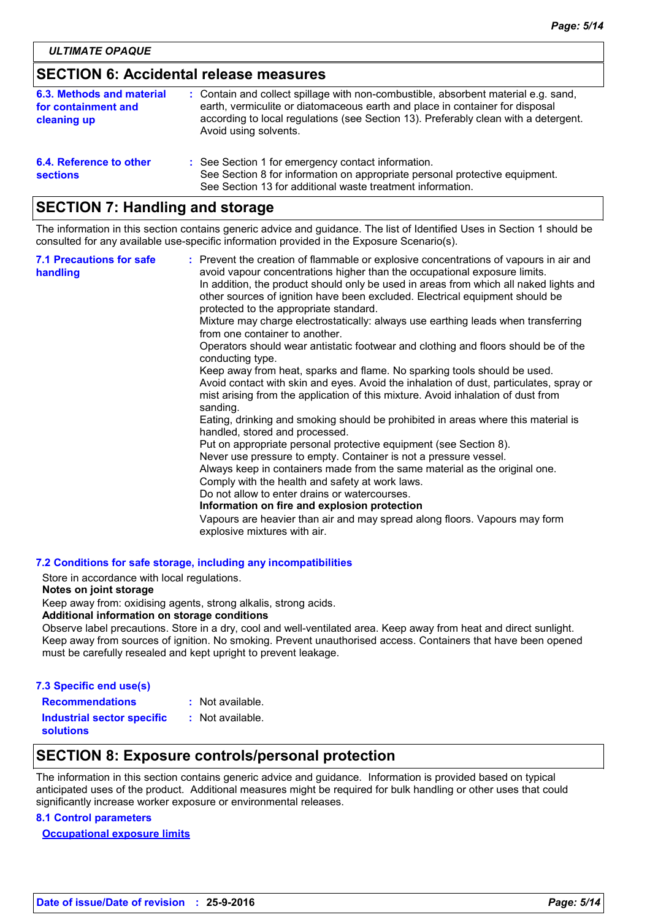## SECTION 6: Accidental release measures

| | |
|---|---|
| **6.3. Methods and material for containment and cleaning up** | : Contain and collect spillage with non-combustible, absorbent material e.g. sand, earth, vermiculite or diatomaceous earth and place in container for disposal according to local regulations (see Section 13). Preferably clean with a detergent. Avoid using solvents. |
| **6.4. Reference to other sections** | : See Section 1 for emergency contact information.<br>See Section 8 for information on appropriate personal protective equipment.<br>See Section 13 for additional waste treatment information. |

## SECTION 7: Handling and storage

The information in this section contains generic advice and guidance. The list of Identified Uses in Section 1 should be consulted for any available use-specific information provided in the Exposure Scenario(s).

**7.1 Precautions for safe handling**

: Prevent the creation of flammable or explosive concentrations of vapours in air and avoid vapour concentrations higher than the occupational exposure limits.
In addition, the product should only be used in areas from which all naked lights and other sources of ignition have been excluded. Electrical equipment should be protected to the appropriate standard.
Mixture may charge electrostatically: always use earthing leads when transferring from one container to another.
Operators should wear antistatic footwear and clothing and floors should be of the conducting type.
Keep away from heat, sparks and flame. No sparking tools should be used.
Avoid contact with skin and eyes. Avoid the inhalation of dust, particulates, spray or mist arising from the application of this mixture. Avoid inhalation of dust from sanding.
Eating, drinking and smoking should be prohibited in areas where this material is handled, stored and processed.
Put on appropriate personal protective equipment (see Section 8).
Never use pressure to empty. Container is not a pressure vessel.
Always keep in containers made from the same material as the original one.
Comply with the health and safety at work laws.
Do not allow to enter drains or watercourses.

**Information on fire and explosion protection**

Vapours are heavier than air and may spread along floors. Vapours may form explosive mixtures with air.

**7.2 Conditions for safe storage, including any incompatibilities**

Store in accordance with local regulations.

**Notes on joint storage**

Keep away from: oxidising agents, strong alkalis, strong acids.

**Additional information on storage conditions**

Observe label precautions. Store in a dry, cool and well-ventilated area. Keep away from heat and direct sunlight. Keep away from sources of ignition. No smoking. Prevent unauthorised access. Containers that have been opened must be carefully resealed and kept upright to prevent leakage.

**7.3 Specific end use(s)**

| | |
|---|---|
| **Recommendations** | : Not available. |
| **Industrial sector specific solutions** | : Not available. |

## SECTION 8: Exposure controls/personal protection

The information in this section contains generic advice and guidance. Information is provided based on typical anticipated uses of the product. Additional measures might be required for bulk handling or other uses that could significantly increase worker exposure or environmental releases.

**8.1 Control parameters**

**Occupational exposure limits**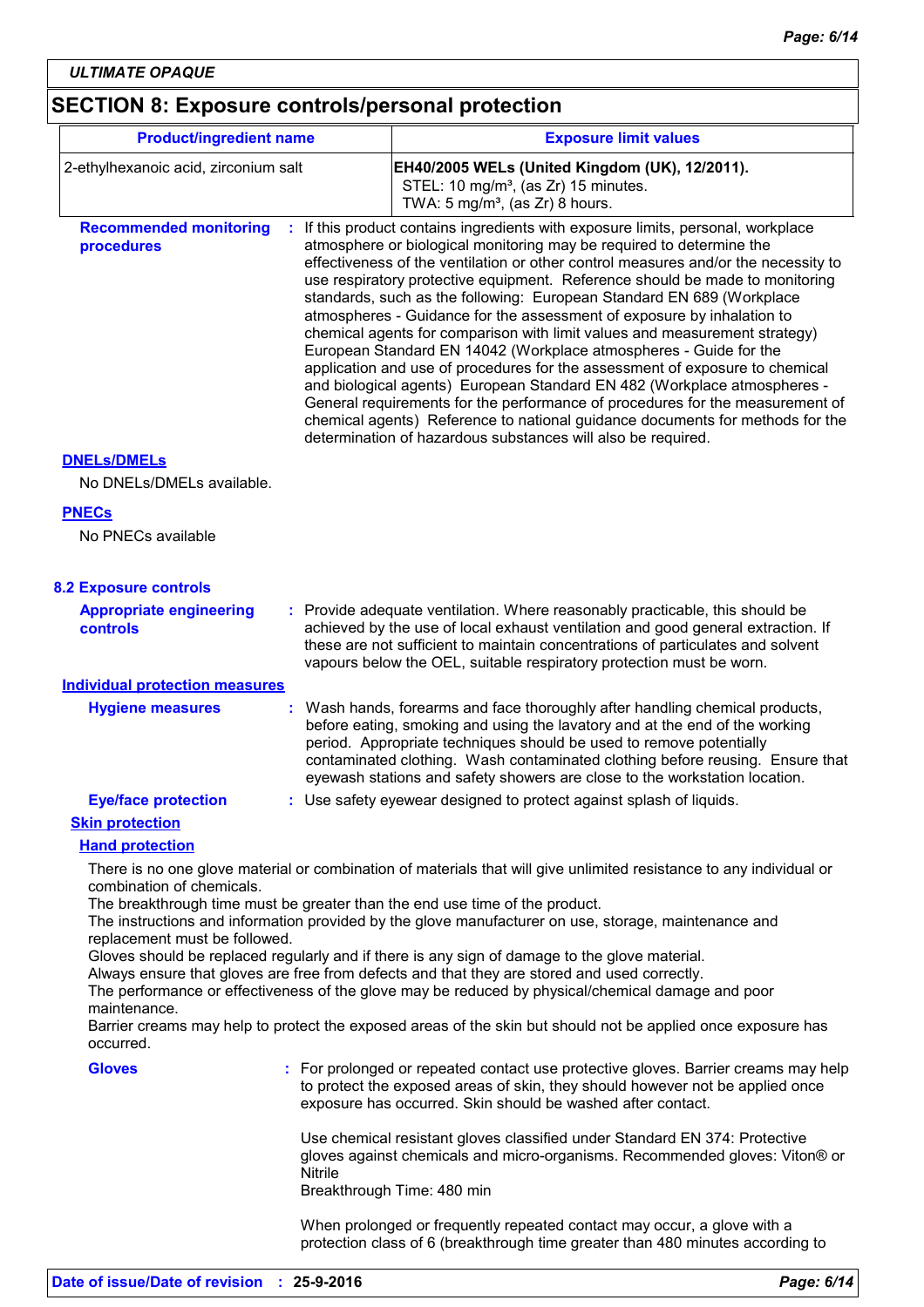ULTIMATE OPAQUE

## SECTION 8: Exposure controls/personal protection

| Product/ingredient name | Exposure limit values |
|---|---|
| 2-ethylhexanoic acid, zirconium salt | **EH40/2005 WELs (United Kingdom (UK), 12/2011).** STEL: 10 mg/m³, (as Zr) 15 minutes. TWA: 5 mg/m³, (as Zr) 8 hours. |

**Recommended monitoring procedures** : If this product contains ingredients with exposure limits, personal, workplace atmosphere or biological monitoring may be required to determine the effectiveness of the ventilation or other control measures and/or the necessity to use respiratory protective equipment. Reference should be made to monitoring standards, such as the following: European Standard EN 689 (Workplace atmospheres - Guidance for the assessment of exposure by inhalation to chemical agents for comparison with limit values and measurement strategy) European Standard EN 14042 (Workplace atmospheres - Guide for the application and use of procedures for the assessment of exposure to chemical and biological agents) European Standard EN 482 (Workplace atmospheres - General requirements for the performance of procedures for the measurement of chemical agents) Reference to national guidance documents for methods for the determination of hazardous substances will also be required.

### DNELs/DMELs

No DNELs/DMELs available.

### PNECs

No PNECs available

### 8.2 Exposure controls

**Appropriate engineering controls** : Provide adequate ventilation. Where reasonably practicable, this should be achieved by the use of local exhaust ventilation and good general extraction. If these are not sufficient to maintain concentrations of particulates and solvent vapours below the OEL, suitable respiratory protection must be worn.

### Individual protection measures

**Hygiene measures** : Wash hands, forearms and face thoroughly after handling chemical products, before eating, smoking and using the lavatory and at the end of the working period. Appropriate techniques should be used to remove potentially contaminated clothing. Wash contaminated clothing before reusing. Ensure that eyewash stations and safety showers are close to the workstation location.

**Eye/face protection** : Use safety eyewear designed to protect against splash of liquids.

#### Skin protection

#### Hand protection

There is no one glove material or combination of materials that will give unlimited resistance to any individual or combination of chemicals.
The breakthrough time must be greater than the end use time of the product.
The instructions and information provided by the glove manufacturer on use, storage, maintenance and replacement must be followed.
Gloves should be replaced regularly and if there is any sign of damage to the glove material.
Always ensure that gloves are free from defects and that they are stored and used correctly.
The performance or effectiveness of the glove may be reduced by physical/chemical damage and poor maintenance.
Barrier creams may help to protect the exposed areas of the skin but should not be applied once exposure has occurred.

**Gloves** : For prolonged or repeated contact use protective gloves. Barrier creams may help to protect the exposed areas of skin, they should however not be applied once exposure has occurred. Skin should be washed after contact.

Use chemical resistant gloves classified under Standard EN 374: Protective gloves against chemicals and micro-organisms. Recommended gloves: Viton® or Nitrile
Breakthrough Time: 480 min

When prolonged or frequently repeated contact may occur, a glove with a protection class of 6 (breakthrough time greater than 480 minutes according to

**Date of issue/Date of revision** : **25-9-2016**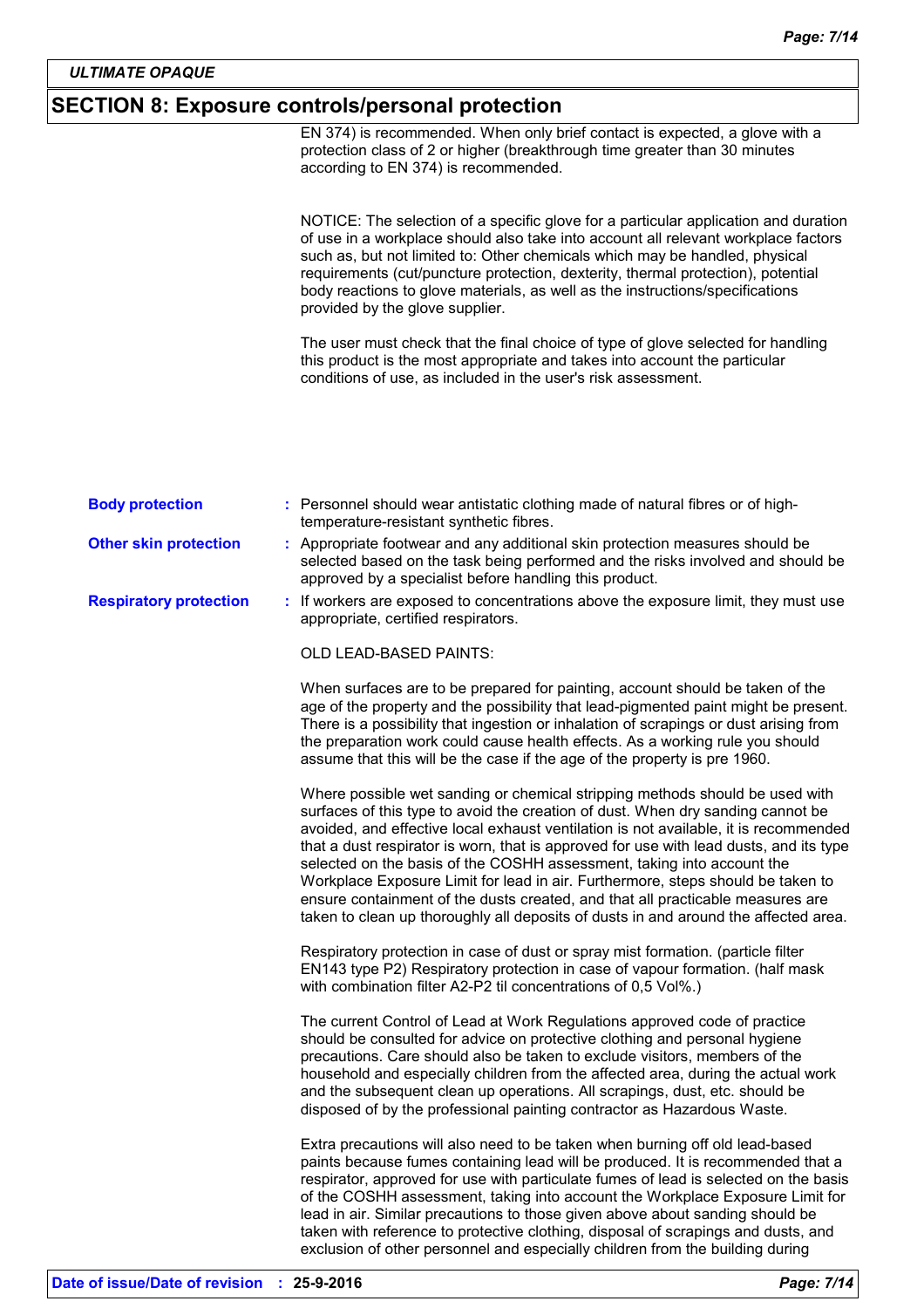## SECTION 8: Exposure controls/personal protection

EN 374) is recommended. When only brief contact is expected, a glove with a protection class of 2 or higher (breakthrough time greater than 30 minutes according to EN 374) is recommended.

NOTICE: The selection of a specific glove for a particular application and duration of use in a workplace should also take into account all relevant workplace factors such as, but not limited to: Other chemicals which may be handled, physical requirements (cut/puncture protection, dexterity, thermal protection), potential body reactions to glove materials, as well as the instructions/specifications provided by the glove supplier.

The user must check that the final choice of type of glove selected for handling this product is the most appropriate and takes into account the particular conditions of use, as included in the user's risk assessment.

**Body protection** : Personnel should wear antistatic clothing made of natural fibres or of high-temperature-resistant synthetic fibres.

**Other skin protection** : Appropriate footwear and any additional skin protection measures should be selected based on the task being performed and the risks involved and should be approved by a specialist before handling this product.

**Respiratory protection** : If workers are exposed to concentrations above the exposure limit, they must use appropriate, certified respirators.

OLD LEAD-BASED PAINTS:

When surfaces are to be prepared for painting, account should be taken of the age of the property and the possibility that lead-pigmented paint might be present. There is a possibility that ingestion or inhalation of scrapings or dust arising from the preparation work could cause health effects. As a working rule you should assume that this will be the case if the age of the property is pre 1960.

Where possible wet sanding or chemical stripping methods should be used with surfaces of this type to avoid the creation of dust. When dry sanding cannot be avoided, and effective local exhaust ventilation is not available, it is recommended that a dust respirator is worn, that is approved for use with lead dusts, and its type selected on the basis of the COSHH assessment, taking into account the Workplace Exposure Limit for lead in air. Furthermore, steps should be taken to ensure containment of the dusts created, and that all practicable measures are taken to clean up thoroughly all deposits of dusts in and around the affected area.

Respiratory protection in case of dust or spray mist formation. (particle filter EN143 type P2) Respiratory protection in case of vapour formation. (half mask with combination filter A2-P2 til concentrations of 0,5 Vol%.)

The current Control of Lead at Work Regulations approved code of practice should be consulted for advice on protective clothing and personal hygiene precautions. Care should also be taken to exclude visitors, members of the household and especially children from the affected area, during the actual work and the subsequent clean up operations. All scrapings, dust, etc. should be disposed of by the professional painting contractor as Hazardous Waste.

Extra precautions will also need to be taken when burning off old lead-based paints because fumes containing lead will be produced. It is recommended that a respirator, approved for use with particulate fumes of lead is selected on the basis of the COSHH assessment, taking into account the Workplace Exposure Limit for lead in air. Similar precautions to those given above about sanding should be taken with reference to protective clothing, disposal of scrapings and dusts, and exclusion of other personnel and especially children from the building during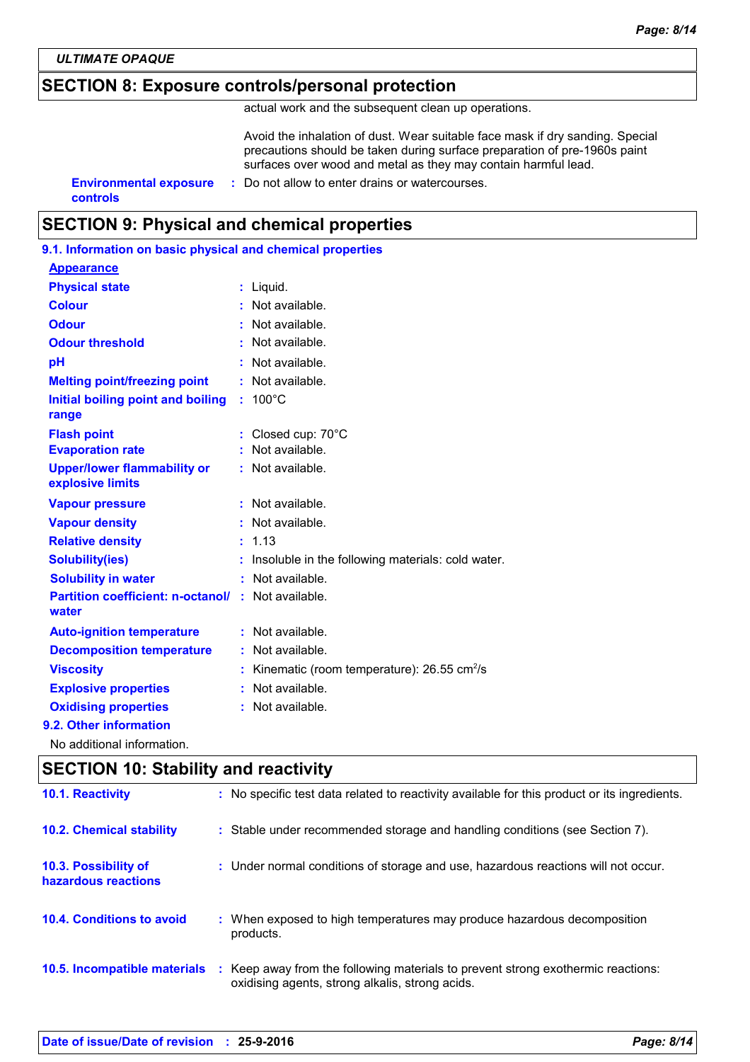## SECTION 8: Exposure controls/personal protection

actual work and the subsequent clean up operations.

Avoid the inhalation of dust. Wear suitable face mask if dry sanding. Special precautions should be taken during surface preparation of pre-1960s paint surfaces over wood and metal as they may contain harmful lead.

**Environmental exposure controls** : Do not allow to enter drains or watercourses.

## SECTION 9: Physical and chemical properties

### 9.1. Information on basic physical and chemical properties

**Appearance**

| Property | Value |
| --- | --- |
| **Physical state** | Liquid. |
| **Colour** | Not available. |
| **Odour** | Not available. |
| **Odour threshold** | Not available. |
| **pH** | Not available. |
| **Melting point/freezing point** | Not available. |
| **Initial boiling point and boiling range** | 100°C |
| **Flash point** | Closed cup: 70°C |
| **Evaporation rate** | Not available. |
| **Upper/lower flammability or explosive limits** | Not available. |
| **Vapour pressure** | Not available. |
| **Vapour density** | Not available. |
| **Relative density** | 1.13 |
| **Solubility(ies)** | Insoluble in the following materials: cold water. |
| **Solubility in water** | Not available. |
| **Partition coefficient: n-octanol/ water** | Not available. |
| **Auto-ignition temperature** | Not available. |
| **Decomposition temperature** | Not available. |
| **Viscosity** | Kinematic (room temperature): 26.55 $cm^2$/s |
| **Explosive properties** | Not available. |
| **Oxidising properties** | Not available. |

### 9.2. Other information

No additional information.

## SECTION 10: Stability and reactivity

**10.1. Reactivity** : No specific test data related to reactivity available for this product or its ingredients.

**10.2. Chemical stability** : Stable under recommended storage and handling conditions (see Section 7).

**10.3. Possibility of hazardous reactions** : Under normal conditions of storage and use, hazardous reactions will not occur.

**10.4. Conditions to avoid** : When exposed to high temperatures may produce hazardous decomposition products.

**10.5. Incompatible materials** : Keep away from the following materials to prevent strong exothermic reactions: oxidising agents, strong alkalis, strong acids.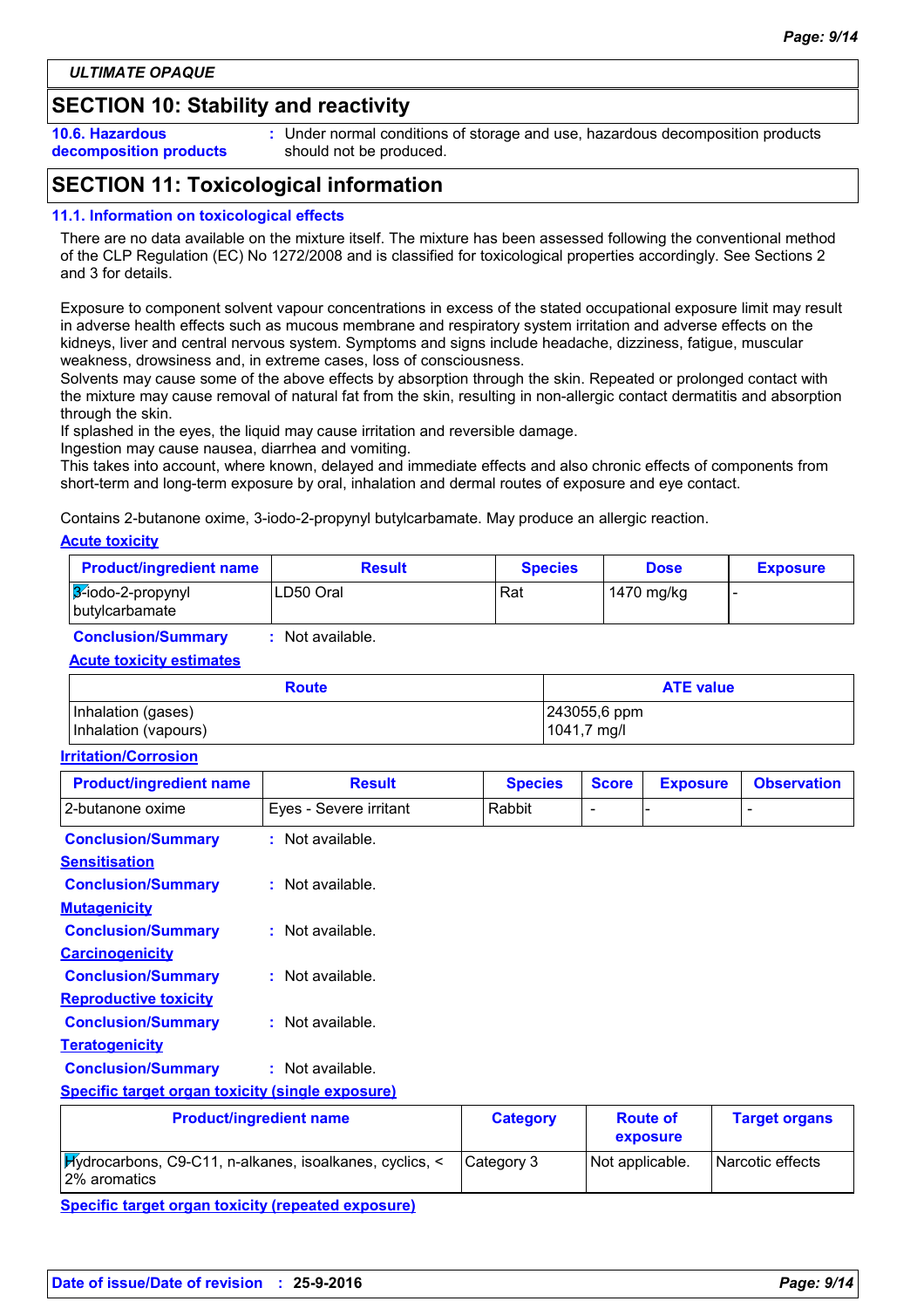ULTIMATE OPAQUE

## SECTION 10: Stability and reactivity

**10.6. Hazardous decomposition products** : Under normal conditions of storage and use, hazardous decomposition products should not be produced.

## SECTION 11: Toxicological information

### 11.1. Information on toxicological effects

There are no data available on the mixture itself. The mixture has been assessed following the conventional method of the CLP Regulation (EC) No 1272/2008 and is classified for toxicological properties accordingly. See Sections 2 and 3 for details.

Exposure to component solvent vapour concentrations in excess of the stated occupational exposure limit may result in adverse health effects such as mucous membrane and respiratory system irritation and adverse effects on the kidneys, liver and central nervous system. Symptoms and signs include headache, dizziness, fatigue, muscular weakness, drowsiness and, in extreme cases, loss of consciousness.
Solvents may cause some of the above effects by absorption through the skin. Repeated or prolonged contact with the mixture may cause removal of natural fat from the skin, resulting in non-allergic contact dermatitis and absorption through the skin.
If splashed in the eyes, the liquid may cause irritation and reversible damage.
Ingestion may cause nausea, diarrhea and vomiting.
This takes into account, where known, delayed and immediate effects and also chronic effects of components from short-term and long-term exposure by oral, inhalation and dermal routes of exposure and eye contact.

Contains 2-butanone oxime, 3-iodo-2-propynyl butylcarbamate. May produce an allergic reaction.

**Acute toxicity**

| Product/ingredient name | Result | Species | Dose | Exposure |
|---|---|---|---|---|
| 3-iodo-2-propynyl butylcarbamate | LD50 Oral | Rat | 1470 mg/kg | - |

**Conclusion/Summary** : Not available.

**Acute toxicity estimates**

| Route | ATE value |
|---|---|
| Inhalation (gases)<br>Inhalation (vapours) | 243055,6 ppm<br>1041,7 mg/l |

**Irritation/Corrosion**

| Product/ingredient name | Result | Species | Score | Exposure | Observation |
|---|---|---|---|---|---|
| 2-butanone oxime | Eyes - Severe irritant | Rabbit | - | - | - |

**Conclusion/Summary** : Not available.

**Sensitisation**

**Conclusion/Summary** : Not available.

**Mutagenicity**

**Conclusion/Summary** : Not available.

**Carcinogenicity**

**Conclusion/Summary** : Not available.

**Reproductive toxicity**

**Conclusion/Summary** : Not available.

**Teratogenicity**

**Conclusion/Summary** : Not available.

**Specific target organ toxicity (single exposure)**

| Product/ingredient name | Category | Route of exposure | Target organs |
|---|---|---|---|
| Hydrocarbons, C9-C11, n-alkanes, isoalkanes, cyclics, < 2% aromatics | Category 3 | Not applicable. | Narcotic effects |

**Specific target organ toxicity (repeated exposure)**

**Date of issue/Date of revision** : 25-9-2016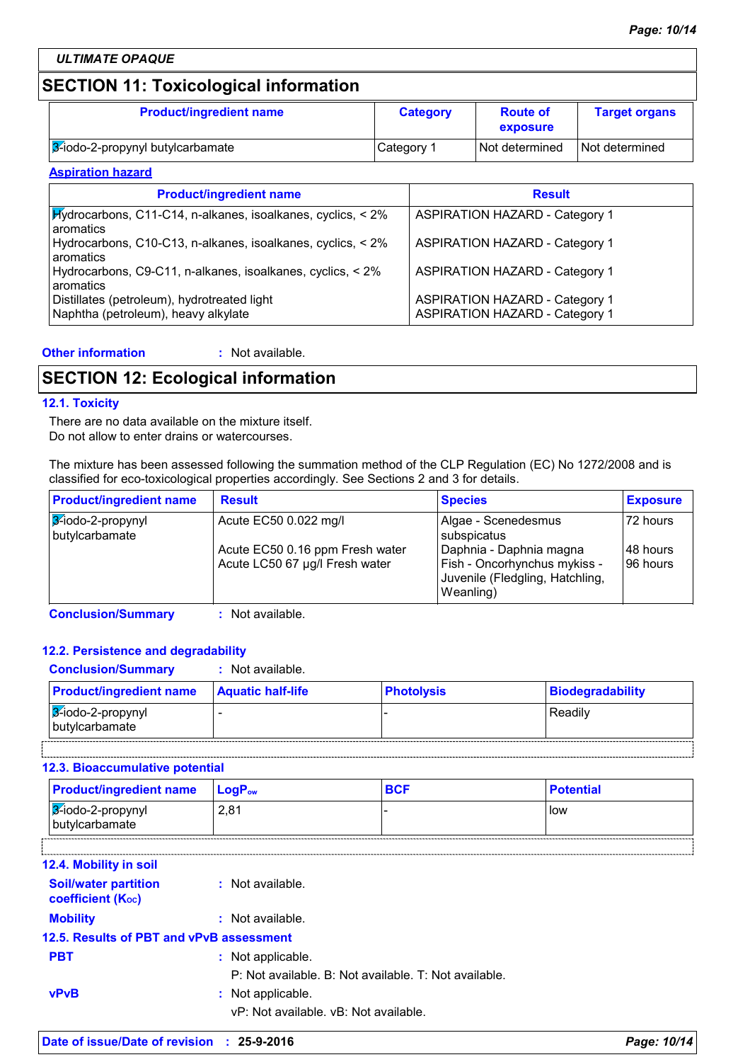ULTIMATE OPAQUE

## SECTION 11: Toxicological information

| Product/ingredient name | Category | Route of exposure | Target organs |
|---|---|---|---|
| 3-iodo-2-propynyl butylcarbamate | Category 1 | Not determined | Not determined |

**Aspiration hazard**

| Product/ingredient name | Result |
|---|---|
| Hydrocarbons, C11-C14, n-alkanes, isoalkanes, cyclics, < 2% aromatics | ASPIRATION HAZARD - Category 1 |
| Hydrocarbons, C10-C13, n-alkanes, isoalkanes, cyclics, < 2% aromatics | ASPIRATION HAZARD - Category 1 |
| Hydrocarbons, C9-C11, n-alkanes, isoalkanes, cyclics, < 2% aromatics | ASPIRATION HAZARD - Category 1 |
| Distillates (petroleum), hydrotreated light | ASPIRATION HAZARD - Category 1 |
| Naphtha (petroleum), heavy alkylate | ASPIRATION HAZARD - Category 1 |

**Other information** : Not available.

## SECTION 12: Ecological information

### 12.1. Toxicity

There are no data available on the mixture itself.
Do not allow to enter drains or watercourses.

The mixture has been assessed following the summation method of the CLP Regulation (EC) No 1272/2008 and is classified for eco-toxicological properties accordingly. See Sections 2 and 3 for details.

| Product/ingredient name | Result | Species | Exposure |
|---|---|---|---|
| 3-iodo-2-propynyl butylcarbamate | Acute EC50 0.022 mg/l | Algae - Scenedesmus subspicatus | 72 hours |
| | Acute EC50 0.16 ppm Fresh water | Daphnia - Daphnia magna | 48 hours |
| | Acute LC50 67 µg/l Fresh water | Fish - Oncorhynchus mykiss - Juvenile (Fledgling, Hatchling, Weanling) | 96 hours |

**Conclusion/Summary** : Not available.

### 12.2. Persistence and degradability

**Conclusion/Summary** : Not available.

| Product/ingredient name | Aquatic half-life | Photolysis | Biodegradability |
|---|---|---|---|
| 3-iodo-2-propynyl butylcarbamate | - | - | Readily |

### 12.3. Bioaccumulative potential

| Product/ingredient name | $LogP_{ow}$ | BCF | Potential |
|---|---|---|---|
| 3-iodo-2-propynyl butylcarbamate | 2,81 | - | low |

### 12.4. Mobility in soil

**Soil/water partition coefficient ($K_{OC}$)** : Not available.

**Mobility** : Not available.

### 12.5. Results of PBT and vPvB assessment

**PBT** : Not applicable.
P: Not available. B: Not available. T: Not available.

**vPvB** : Not applicable.
vP: Not available. vB: Not available.

**Date of issue/Date of revision** : 25-9-2016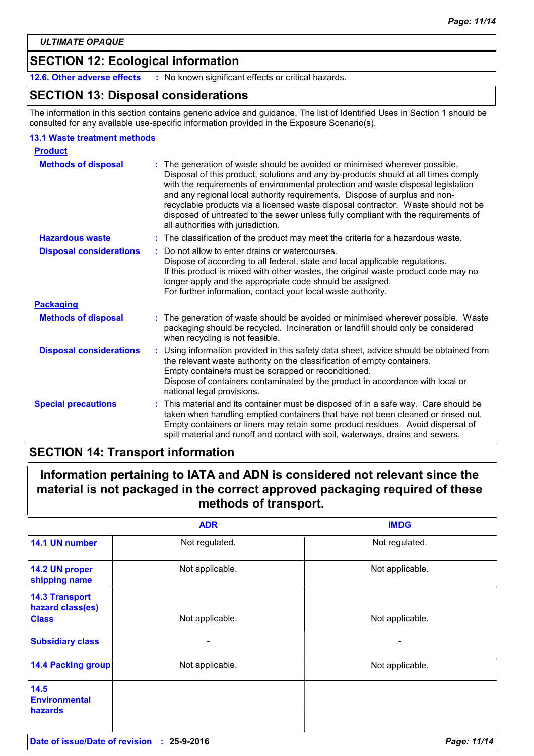*ULTIMATE OPAQUE*

## SECTION 12: Ecological information

**12.6. Other adverse effects** : No known significant effects or critical hazards.

## SECTION 13: Disposal considerations

The information in this section contains generic advice and guidance. The list of Identified Uses in Section 1 should be consulted for any available use-specific information provided in the Exposure Scenario(s).

### 13.1 Waste treatment methods

**Product**

**Methods of disposal** : The generation of waste should be avoided or minimised wherever possible. Disposal of this product, solutions and any by-products should at all times comply with the requirements of environmental protection and waste disposal legislation and any regional local authority requirements. Dispose of surplus and non-recyclable products via a licensed waste disposal contractor. Waste should not be disposed of untreated to the sewer unless fully compliant with the requirements of all authorities with jurisdiction.

**Hazardous waste** : The classification of the product may meet the criteria for a hazardous waste.

**Disposal considerations** : Do not allow to enter drains or watercourses.
Dispose of according to all federal, state and local applicable regulations.
If this product is mixed with other wastes, the original waste product code may no longer apply and the appropriate code should be assigned.
For further information, contact your local waste authority.

**Packaging**

**Methods of disposal** : The generation of waste should be avoided or minimised wherever possible. Waste packaging should be recycled. Incineration or landfill should only be considered when recycling is not feasible.

**Disposal considerations** : Using information provided in this safety data sheet, advice should be obtained from the relevant waste authority on the classification of empty containers.
Empty containers must be scrapped or reconditioned.
Dispose of containers contaminated by the product in accordance with local or national legal provisions.

**Special precautions** : This material and its container must be disposed of in a safe way. Care should be taken when handling emptied containers that have not been cleaned or rinsed out. Empty containers or liners may retain some product residues. Avoid dispersal of spilt material and runoff and contact with soil, waterways, drains and sewers.

## SECTION 14: Transport information

**Information pertaining to IATA and ADN is considered not relevant since the material is not packaged in the correct approved packaging required of these methods of transport.**

| | ADR | IMDG |
|---|---|---|
| **14.1 UN number** | Not regulated. | Not regulated. |
| **14.2 UN proper shipping name** | Not applicable. | Not applicable. |
| **14.3 Transport hazard class(es) Class** | Not applicable. | Not applicable. |
| **Subsidiary class** | - | - |
| **14.4 Packing group** | Not applicable. | Not applicable. |
| **14.5 Environmental hazards** | | |

**Date of issue/Date of revision** : **25-9-2016**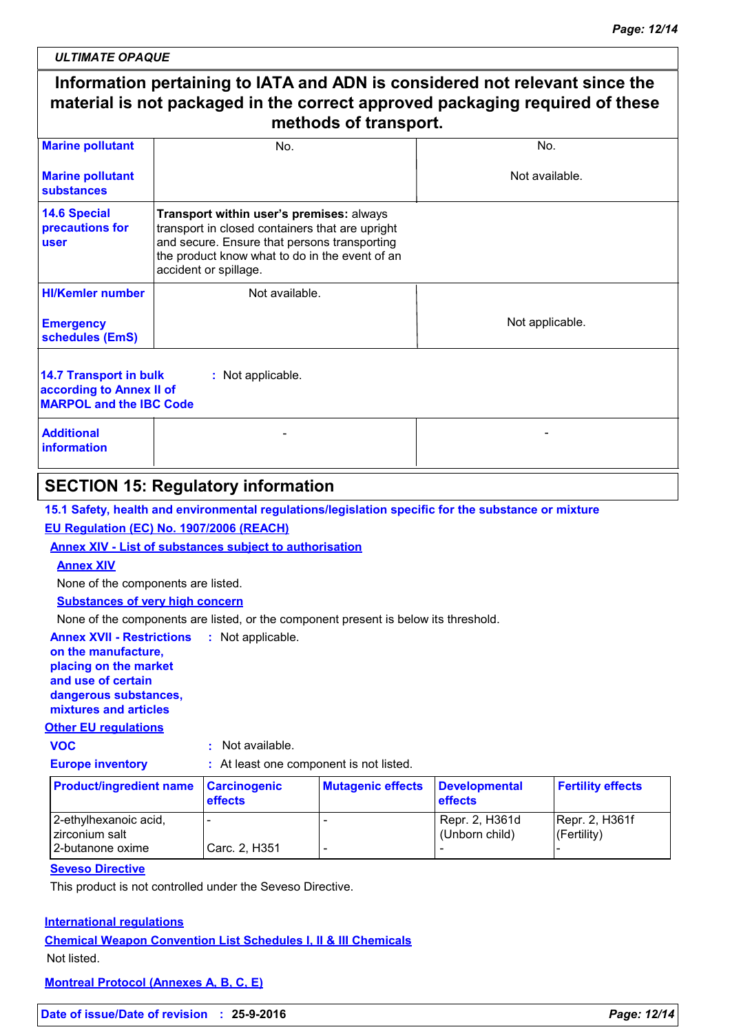ULTIMATE OPAQUE

**Information pertaining to IATA and ADN is considered not relevant since the material is not packaged in the correct approved packaging required of these methods of transport.**

| | | |
|---|---|---|
| **Marine pollutant** | No. | No. |
| **Marine pollutant substances** | | Not available. |
| **14.6 Special precautions for user** | **Transport within user's premises:** always transport in closed containers that are upright and secure. Ensure that persons transporting the product know what to do in the event of an accident or spillage. | |
| **HI/Kemler number** | Not available. | |
| **Emergency schedules (EmS)** | | Not applicable. |

**14.7 Transport in bulk according to Annex II of MARPOL and the IBC Code** : Not applicable.

| | | |
|---|---|---|
| **Additional information** | - | - |

## SECTION 15: Regulatory information

### 15.1 Safety, health and environmental regulations/legislation specific for the substance or mixture

**EU Regulation (EC) No. 1907/2006 (REACH)**

**Annex XIV - List of substances subject to authorisation**

**Annex XIV**

None of the components are listed.

**Substances of very high concern**

None of the components are listed, or the component present is below its threshold.

**Annex XVII - Restrictions on the manufacture, placing on the market and use of certain dangerous substances, mixtures and articles** : Not applicable.

**Other EU regulations**

**VOC** : Not available.

**Europe inventory** : At least one component is not listed.

| Product/ingredient name | Carcinogenic effects | Mutagenic effects | Developmental effects | Fertility effects |
|---|---|---|---|---|
| 2-ethylhexanoic acid, zirconium salt | - | - | Repr. 2, H361d (Unborn child) | Repr. 2, H361f (Fertility) |
| 2-butanone oxime | Carc. 2, H351 | - | - | - |

**Seveso Directive**

This product is not controlled under the Seveso Directive.

**International regulations**

**Chemical Weapon Convention List Schedules I, II & III Chemicals**

Not listed.

**Montreal Protocol (Annexes A, B, C, E)**

**Date of issue/Date of revision** : **25-9-2016**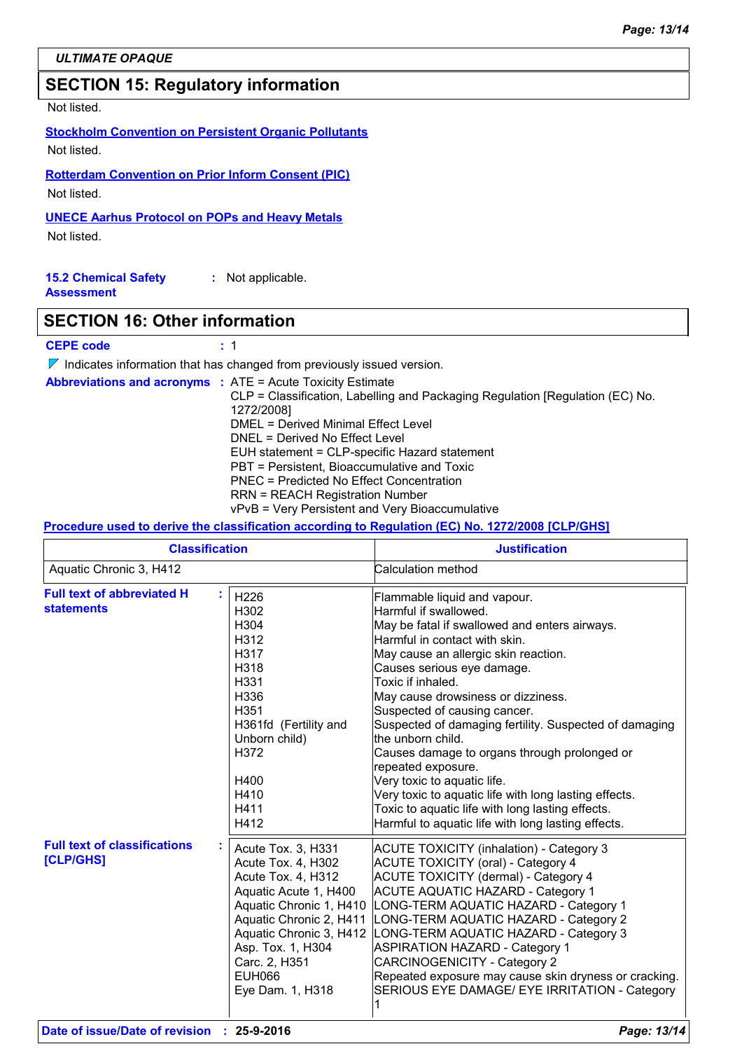## SECTION 15: Regulatory information

Not listed.

**Stockholm Convention on Persistent Organic Pollutants**

Not listed.

**Rotterdam Convention on Prior Inform Consent (PIC)**

Not listed.

**UNECE Aarhus Protocol on POPs and Heavy Metals**

Not listed.

**15.2 Chemical Safety Assessment** : Not applicable.

## SECTION 16: Other information

**CEPE code** : 1

Indicates information that has changed from previously issued version.

**Abbreviations and acronyms** : ATE = Acute Toxicity Estimate
CLP = Classification, Labelling and Packaging Regulation [Regulation (EC) No. 1272/2008]
DMEL = Derived Minimal Effect Level
DNEL = Derived No Effect Level
EUH statement = CLP-specific Hazard statement
PBT = Persistent, Bioaccumulative and Toxic
PNEC = Predicted No Effect Concentration
RRN = REACH Registration Number
vPvB = Very Persistent and Very Bioaccumulative

**Procedure used to derive the classification according to Regulation (EC) No. 1272/2008 [CLP/GHS]**

| Classification | Justification |
|---|---|
| Aquatic Chronic 3, H412 | Calculation method |

**Full text of abbreviated H statements** :

| | |
|---|---|
| H226 | Flammable liquid and vapour. |
| H302 | Harmful if swallowed. |
| H304 | May be fatal if swallowed and enters airways. |
| H312 | Harmful in contact with skin. |
| H317 | May cause an allergic skin reaction. |
| H318 | Causes serious eye damage. |
| H331 | Toxic if inhaled. |
| H336 | May cause drowsiness or dizziness. |
| H351 | Suspected of causing cancer. |
| H361fd (Fertility and Unborn child) | Suspected of damaging fertility. Suspected of damaging the unborn child. |
| H372 | Causes damage to organs through prolonged or repeated exposure. |
| H400 | Very toxic to aquatic life. |
| H410 | Very toxic to aquatic life with long lasting effects. |
| H411 | Toxic to aquatic life with long lasting effects. |
| H412 | Harmful to aquatic life with long lasting effects. |

**Full text of classifications [CLP/GHS]** :

| | |
|---|---|
| Acute Tox. 3, H331 | ACUTE TOXICITY (inhalation) - Category 3 |
| Acute Tox. 4, H302 | ACUTE TOXICITY (oral) - Category 4 |
| Acute Tox. 4, H312 | ACUTE TOXICITY (dermal) - Category 4 |
| Aquatic Acute 1, H400 | ACUTE AQUATIC HAZARD - Category 1 |
| Aquatic Chronic 1, H410 | LONG-TERM AQUATIC HAZARD - Category 1 |
| Aquatic Chronic 2, H411 | LONG-TERM AQUATIC HAZARD - Category 2 |
| Aquatic Chronic 3, H412 | LONG-TERM AQUATIC HAZARD - Category 3 |
| Asp. Tox. 1, H304 | ASPIRATION HAZARD - Category 1 |
| Carc. 2, H351 | CARCINOGENICITY - Category 2 |
| EUH066 | Repeated exposure may cause skin dryness or cracking. |
| Eye Dam. 1, H318 | SERIOUS EYE DAMAGE/ EYE IRRITATION - Category 1 |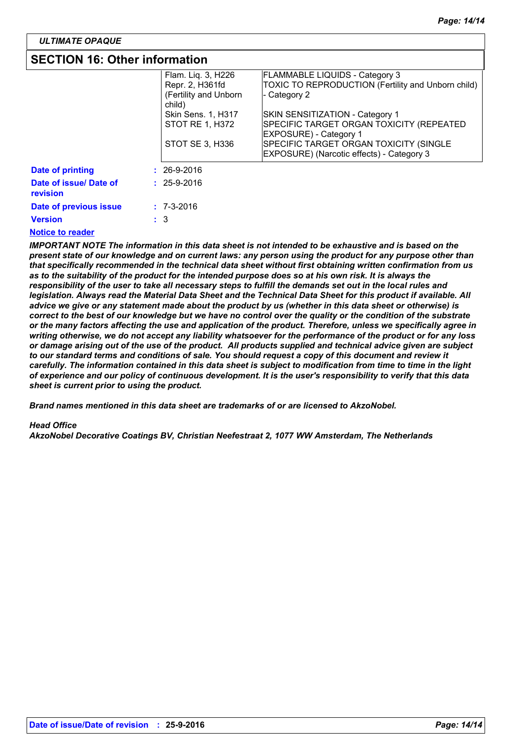## SECTION 16: Other information

| | |
|---|---|
| Flam. Liq. 3, H226 | FLAMMABLE LIQUIDS - Category 3 |
| Repr. 2, H361fd (Fertility and Unborn child) | TOXIC TO REPRODUCTION (Fertility and Unborn child) - Category 2 |
| Skin Sens. 1, H317 | SKIN SENSITIZATION - Category 1 |
| STOT RE 1, H372 | SPECIFIC TARGET ORGAN TOXICITY (REPEATED EXPOSURE) - Category 1 |
| STOT SE 3, H336 | SPECIFIC TARGET ORGAN TOXICITY (SINGLE EXPOSURE) (Narcotic effects) - Category 3 |

**Date of printing** : 26-9-2016

**Date of issue/ Date of revision** : 25-9-2016

**Date of previous issue** : 7-3-2016

**Version** : 3

**Notice to reader**

***IMPORTANT NOTE The information in this data sheet is not intended to be exhaustive and is based on the present state of our knowledge and on current laws: any person using the product for any purpose other than that specifically recommended in the technical data sheet without first obtaining written confirmation from us as to the suitability of the product for the intended purpose does so at his own risk. It is always the responsibility of the user to take all necessary steps to fulfill the demands set out in the local rules and legislation. Always read the Material Data Sheet and the Technical Data Sheet for this product if available. All advice we give or any statement made about the product by us (whether in this data sheet or otherwise) is correct to the best of our knowledge but we have no control over the quality or the condition of the substrate or the many factors affecting the use and application of the product. Therefore, unless we specifically agree in writing otherwise, we do not accept any liability whatsoever for the performance of the product or for any loss or damage arising out of the use of the product. All products supplied and technical advice given are subject to our standard terms and conditions of sale. You should request a copy of this document and review it carefully. The information contained in this data sheet is subject to modification from time to time in the light of experience and our policy of continuous development. It is the user's responsibility to verify that this data sheet is current prior to using the product.***

***Brand names mentioned in this data sheet are trademarks of or are licensed to AkzoNobel.***

***Head Office***
***AkzoNobel Decorative Coatings BV, Christian Neefestraat 2, 1077 WW Amsterdam, The Netherlands***